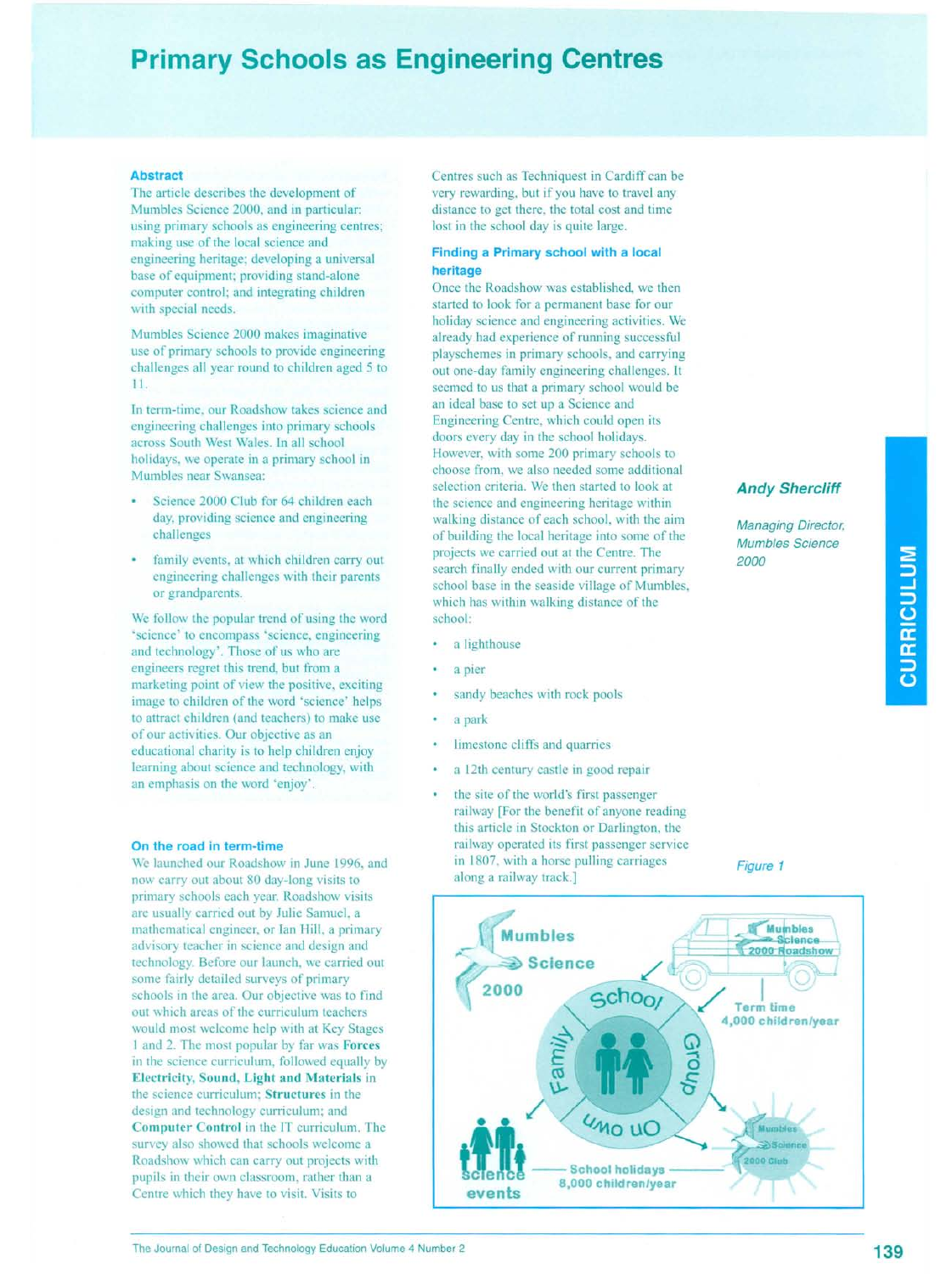# Primary Schools as Engineering Centres

**Andy Shercliff**

*Managing Director, Mumbles Science 2000*

### Abstract

The article describes the development of Mumbles Science 2000, and in particular: using primary schools as engineering centres; making use of the local science and engineering heritage; developing a universal base of equipment; providing stand-alone computer control; and integrating children with special needs.

Mumbles Science 2000 makes imaginative use of primary schools to provide engineering challenges all year round to children aged 5 to 11.

In term-time, our Roadshow takes science and engineering challenges into primary schools across South West Wales. In all school holidays, we operate in a primary school in Mumbles near Swansea:

- Science 2000 Club for 64 children each day, providing science and engineering challenges
- family events, at which children carry out engineering challenges with their parents or grandparents.

We follow the popular trend of using the word 'science' to encompass 'science, engineering and technology'. Those of us who are engineers regret this trend, but from a marketing point of view the positive, exciting image to children of the word 'science' helps to attract children (and teachers) to make use of our activities. Our objective as an educational charity is to help children enjoy learning about science and technology, with an emphasis on the word 'enjoy'.

### On the road in term-time

We launched our Roadshow in June 1996, and now carry out about 80 day-long visits to primary schools each year. Roadshow visits are usually carried out by Julie Samuel, a mathematical engineer, or Ian Hill, a primary advisory teacher in science and design and technology. Before our launch, we carried out some fairly detailed surveys of primary schools in the area. Our objective was to find out which areas of the curriculum teachers would most welcome help with at Key Stages 1 and 2. The most popular by far was **Forces** in the science curriculum, followed equally by **Electricity, Sound, Light and Materials** in the science curriculum; **Structures** in the design and technology curriculum; and **Computer Control** in the IT curriculum. The survey also showed that schools welcome a Roadshow which can carry out projects with pupils in their own classroom, rather than a Centre which they have to visit. Visits to Centres such as Techniquest in Cardiff can be very rewarding, but if you have to travel any distance to get there, the total cost and time lost in the school day is quite large.

### Finding a Primary school with a local heritage

Once the Roadshow was established, we then started to look for a permanent base for our holiday science and engineering activities. We already had experience of running successful playschemes in primary schools, and carrying out one-day family engineering challenges. It seemed to us that a primary school would be an ideal base to set up a Science and Engineering Centre, which could open its doors every day in the school holidays. However, with some 200 primary schools to choose from, we also needed some additional selection criteria. We then started to look at the science and engineering heritage within walking distance of each school, with the aim of building the local heritage into some of the projects we carried out at the Centre. The search finally ended with our current primary school base in the seaside village of Mumbles, which has within walking distance of the school:

- a lighthouse
- a pier
- sandy beaches with rock pools
- a park
- limestone cliffs and quarries
- a 12th century castle in good repair
- the site of the world's first passenger railway [For the benefit of anyone reading this article in Stockton or Darlington, the railway operated its first passenger service in 1807, with a horse pulling carriages along a railway track.]

*Figure 1*

Mumbles Science 2000 — School, Group, On own, Family — Mumbles Science 2000 Roadshow: Term time 4,000 children/year — Mumbles Science 2000 Club; Science events — School holidays 8,000 children/year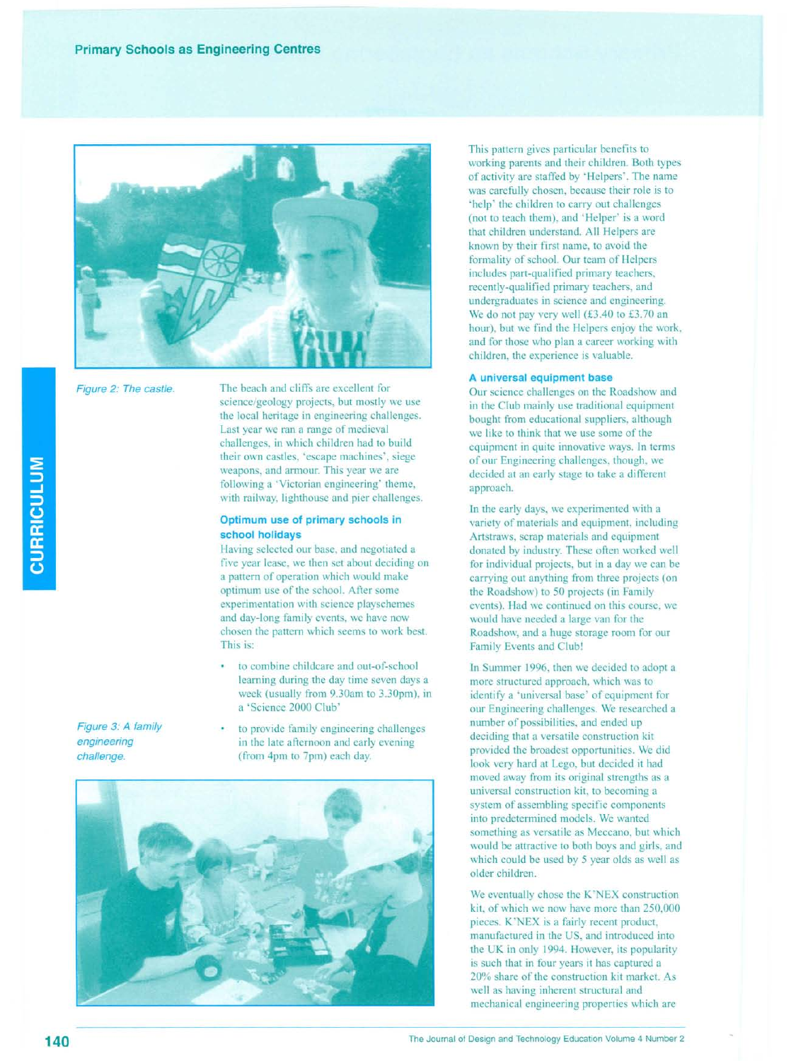Figure 2: The castle.

The beach and cliffs are excellent for science/geology projects, but mostly we use the local heritage in engineering challenges. Last year we ran a range of medieval challenges, in which children had to build their own castles, 'escape machines', siege weapons, and armour. This year we are following a 'Victorian engineering' theme, with railway, lighthouse and pier challenges.

### Optimum use of primary schools in school holidays

Having selected our base, and negotiated a five year lease, we then set about deciding on a pattern of operation which would make optimum use of the school. After some experimentation with science playschemes and day-long family events, we have now chosen the pattern which seems to work best. This is:

- to combine childcare and out-of-school learning during the day time seven days a week (usually from 9.30am to 3.30pm), in a 'Science 2000 Club'
- to provide family engineering challenges in the late afternoon and early evening (from 4pm to 7pm) each day.

Figure 3: A family engineering challenge.

This pattern gives particular benefits to working parents and their children. Both types of activity are staffed by 'Helpers'. The name was carefully chosen, because their role is to 'help' the children to carry out challenges (not to teach them), and 'Helper' is a word that children understand. All Helpers are known by their first name, to avoid the formality of school. Our team of Helpers includes part-qualified primary teachers, recently-qualified primary teachers, and undergraduates in science and engineering. We do not pay very well (£3.40 to £3.70 an hour), but we find the Helpers enjoy the work, and for those who plan a career working with children, the experience is valuable.

### A universal equipment base

Our science challenges on the Roadshow and in the Club mainly use traditional equipment bought from educational suppliers, although we like to think that we use some of the equipment in quite innovative ways. In terms of our Engineering challenges, though, we decided at an early stage to take a different approach.

In the early days, we experimented with a variety of materials and equipment, including Artstraws, scrap materials and equipment donated by industry. These often worked well for individual projects, but in a day we can be carrying out anything from three projects (on the Roadshow) to 50 projects (in Family events). Had we continued on this course, we would have needed a large van for the Roadshow, and a huge storage room for our Family Events and Club!

In Summer 1996, then we decided to adopt a more structured approach, which was to identify a 'universal base' of equipment for our Engineering challenges. We researched a number of possibilities, and ended up deciding that a versatile construction kit provided the broadest opportunities. We did look very hard at Lego, but decided it had moved away from its original strengths as a universal construction kit, to becoming a system of assembling specific components into predetermined models. We wanted something as versatile as Meccano, but which would be attractive to both boys and girls, and which could be used by 5 year olds as well as older children.

We eventually chose the K'NEX construction kit, of which we now have more than 250,000 pieces. K'NEX is a fairly recent product, manufactured in the US, and introduced into the UK in only 1994. However, its popularity is such that in four years it has captured a 20% share of the construction kit market. As well as having inherent structural and mechanical engineering properties which are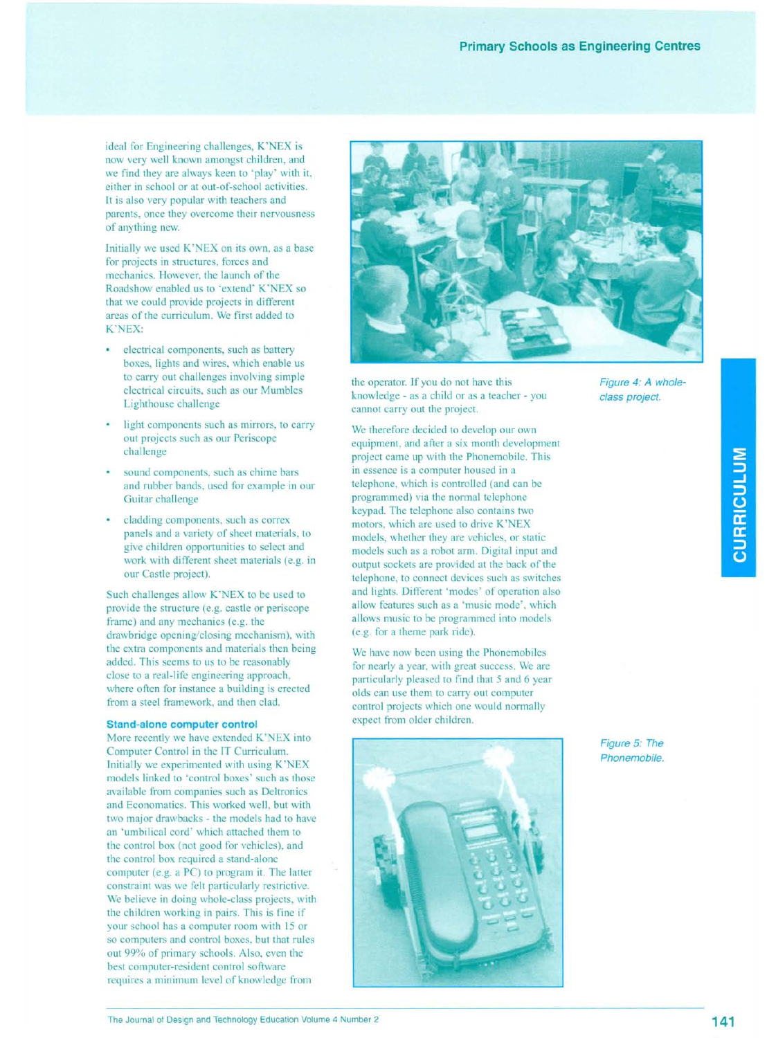ideal for Engineering challenges, K'NEX is now very well known amongst children, and we find they are always keen to 'play' with it, either in school or at out-of-school activities. It is also very popular with teachers and parents, once they overcome their nervousness of anything new.

Initially we used K'NEX on its own, as a base for projects in structures, forces and mechanics. However, the launch of the Roadshow enabled us to 'extend' K'NEX so that we could provide projects in different areas of the curriculum. We first added to K'NEX:

- electrical components, such as battery boxes, lights and wires, which enable us to carry out challenges involving simple electrical circuits, such as our Mumbles Lighthouse challenge
- light components such as mirrors, to carry out projects such as our Periscope challenge
- sound components, such as chime bars and rubber bands, used for example in our Guitar challenge
- cladding components, such as correx panels and a variety of sheet materials, to give children opportunities to select and work with different sheet materials (e.g. in our Castle project).

Such challenges allow K'NEX to be used to provide the structure (e.g. castle or periscope frame) and any mechanics (e.g. the drawbridge opening/closing mechanism), with the extra components and materials then being added. This seems to us to be reasonably close to a real-life engineering approach, where often for instance a building is erected from a steel framework, and then clad.

### Stand-alone computer control

More recently we have extended K'NEX into Computer Control in the IT Curriculum. Initially we experimented with using K'NEX models linked to 'control boxes' such as those available from companies such as Deltronics and Economatics. This worked well, but with two major drawbacks - the models had to have an 'umbilical cord' which attached them to the control box (not good for vehicles), and the control box required a stand-alone computer (e.g. a PC) to program it. The latter constraint was we felt particularly restrictive. We believe in doing whole-class projects, with the children working in pairs. This is fine if your school has a computer room with 15 or so computers and control boxes, but that rules out 99% of primary schools. Also, even the best computer-resident control software requires a minimum level of knowledge from the operator. If you do not have this knowledge - as a child or as a teacher - you cannot carry out the project.

*Figure 4: A whole-class project.*

We therefore decided to develop our own equipment, and after a six month development project came up with the Phonemobile. This in essence is a computer housed in a telephone, which is controlled (and can be programmed) via the normal telephone keypad. The telephone also contains two motors, which are used to drive K'NEX models, whether they are vehicles, or static models such as a robot arm. Digital input and output sockets are provided at the back of the telephone, to connect devices such as switches and lights. Different 'modes' of operation also allow features such as a 'music mode', which allows music to be programmed into models (e.g. for a theme park ride).

We have now been using the Phonemobiles for nearly a year, with great success. We are particularly pleased to find that 5 and 6 year olds can use them to carry out computer control projects which one would normally expect from older children.

*Figure 5: The Phonemobile.*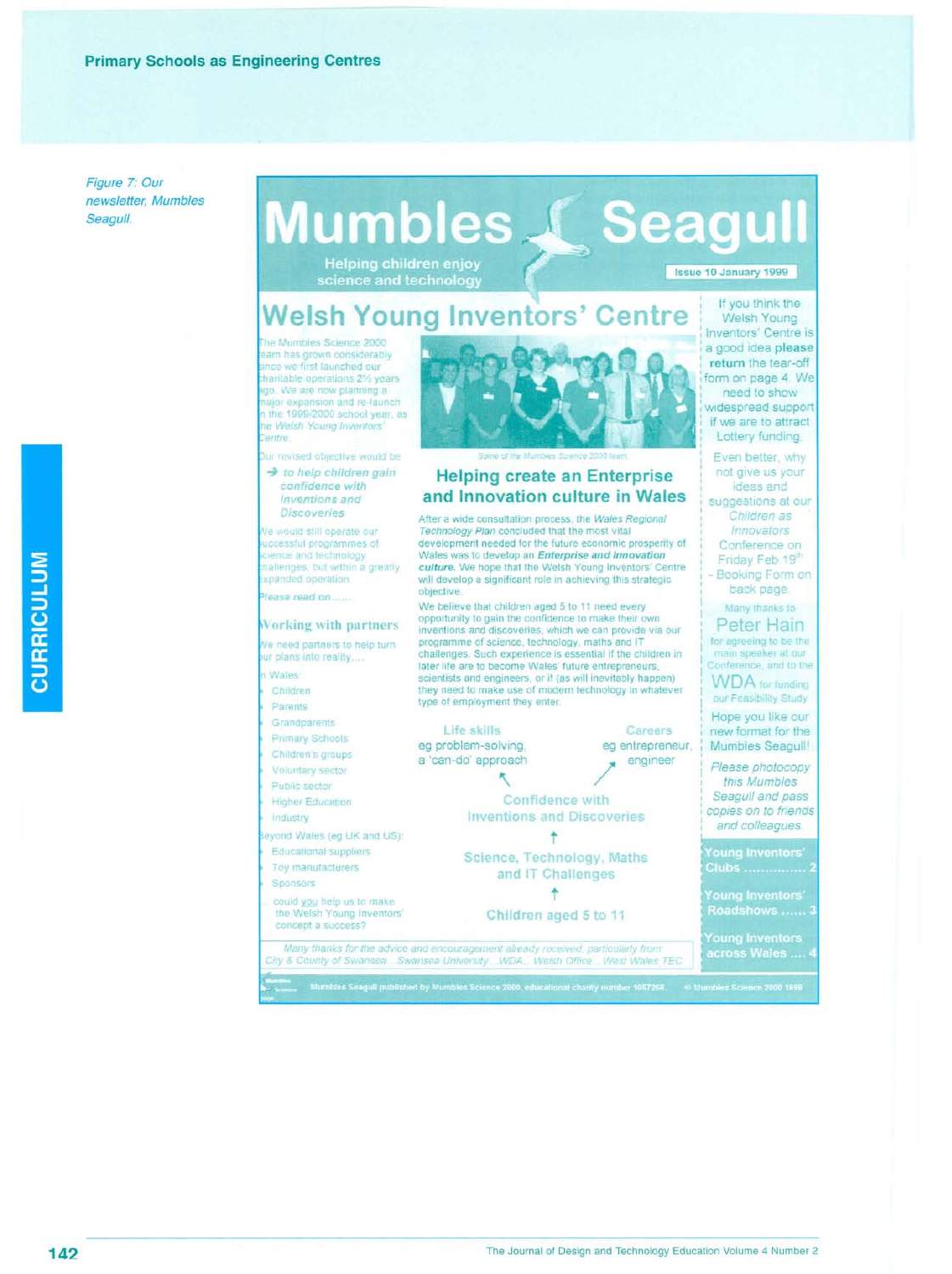Figure 7: Our newsletter, Mumbles Seagull.

# Mumbles Seagull

Helping children enjoy science and technology

Issue 10 January 1999

## Welsh Young Inventors' Centre

The Mumbles Science 2000 team has grown considerably since we first launched our charitable operations 2½ years ago. We are now planning a major expansion and re-launch in the 1999/2000 school year, as the *Welsh Young Inventors' Centre*.

Our revised objective would be

→ *to help children gain confidence with Inventions and Discoveries*

We would still operate our successful programmes of science and technology challenges, but within a greatly expanded operation.

*Please read on……*

### Working with partners

We need partners to help turn our plans into reality….

In Wales:

- Children
- Parents
- Grandparents
- Primary Schools
- Children's groups
- Voluntary sector
- Public sector
- Higher Education
- Industry

Beyond Wales (eg UK and US):

- Educational suppliers
- Toy manufacturers
- Sponsors
- could you help us to make the Welsh Young Inventors' concept a success?

*Some of the Mumbles Science 2000 team.*

### Helping create an Enterprise and Innovation culture in Wales

After a wide consultation process, the *Wales Regional Technology Plan* concluded that the most vital development needed for the future economic prosperity of Wales was to develop an ***Enterprise and Innovation culture***. We hope that the Welsh Young Inventors' Centre will develop a significant role in achieving this strategic objective.

We believe that children aged 5 to 11 need every opportunity to gain the confidence to make their own inventions and discoveries, which we can provide via our programme of science, technology, maths and IT challenges. Such experience is essential if the children in later life are to become Wales' future entrepreneurs, scientists and engineers, or if (as will inevitably happen) they need to make use of modern technology in whatever type of employment they enter.

Life skills
eg problem-solving, a 'can-do' approach

Careers
eg entrepreneur, engineer

↑ Confidence with Inventions and Discoveries

↑ Science, Technology, Maths and IT Challenges

↑ Children aged 5 to 11

If you think the Welsh Young Inventors' Centre is a good idea **please return** the tear-off form on page 4. We need to show widespread support if we are to attract Lottery funding.

Even better, why not give us your ideas and suggestions at our *Children as Innovators* Conference on Friday Feb 19th - Booking Form on back page.

Many thanks to **Peter Hain** for agreeing to be the main speaker at our Conference, and to the **WDA** for funding our Feasibility Study

Hope you like our new format for the Mumbles Seagull!

*Please photocopy this Mumbles Seagull and pass copies on to friends and colleagues.*

**Young Inventors' Clubs ............... 2**

**Young Inventors' Roadshows ...... 3**

**Young Inventors across Wales .... 4**

*Many thanks for the advice and encouragement already received, particularly from: City & County of Swansea ...Swansea University ...WDA... Welsh Office ...West Wales TEC*

Mumbles Seagull published by Mumbles Science 2000, educational charity number 1057268. © Mumbles Science 2000 1998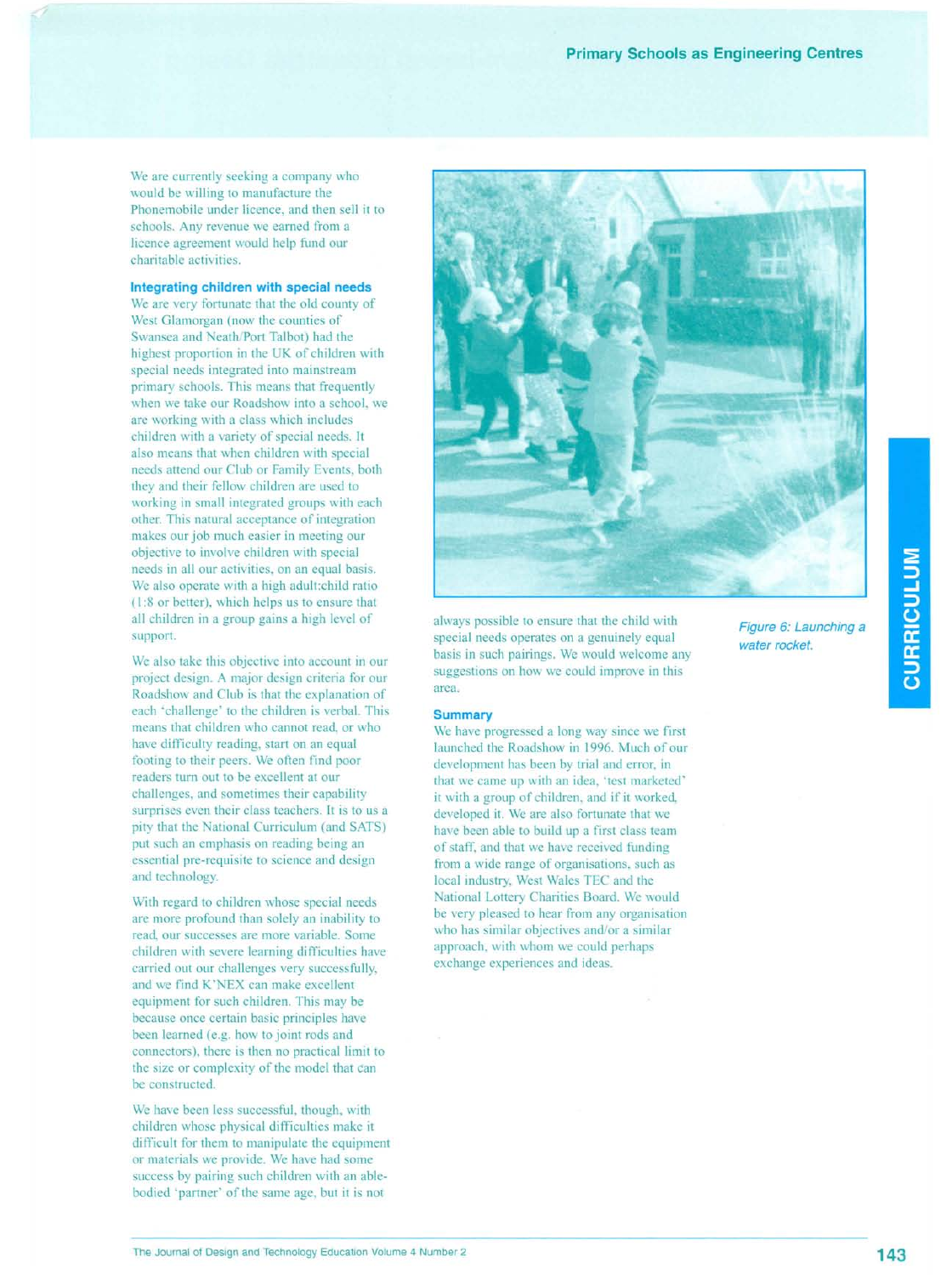We are currently seeking a company who would be willing to manufacture the Phonemobile under licence, and then sell it to schools. Any revenue we earned from a licence agreement would help fund our charitable activities.

### Integrating children with special needs

We are very fortunate that the old county of West Glamorgan (now the counties of Swansea and Neath/Port Talbot) had the highest proportion in the UK of children with special needs integrated into mainstream primary schools. This means that frequently when we take our Roadshow into a school, we are working with a class which includes children with a variety of special needs. It also means that when children with special needs attend our Club or Family Events, both they and their fellow children are used to working in small integrated groups with each other. This natural acceptance of integration makes our job much easier in meeting our objective to involve children with special needs in all our activities, on an equal basis. We also operate with a high adult:child ratio (1:8 or better), which helps us to ensure that all children in a group gains a high level of support.

We also take this objective into account in our project design. A major design criteria for our Roadshow and Club is that the explanation of each 'challenge' to the children is verbal. This means that children who cannot read, or who have difficulty reading, start on an equal footing to their peers. We often find poor readers turn out to be excellent at our challenges, and sometimes their capability surprises even their class teachers. It is to us a pity that the National Curriculum (and SATS) put such an emphasis on reading being an essential pre-requisite to science and design and technology.

With regard to children whose special needs are more profound than solely an inability to read, our successes are more variable. Some children with severe learning difficulties have carried out our challenges very successfully, and we find K'NEX can make excellent equipment for such children. This may be because once certain basic principles have been learned (e.g. how to joint rods and connectors), there is then no practical limit to the size or complexity of the model that can be constructed.

We have been less successful, though, with children whose physical difficulties make it difficult for them to manipulate the equipment or materials we provide. We have had some success by pairing such children with an able-bodied 'partner' of the same age, but it is not always possible to ensure that the child with special needs operates on a genuinely equal basis in such pairings. We would welcome any suggestions on how we could improve in this area.

*Figure 6: Launching a water rocket.*

### Summary

We have progressed a long way since we first launched the Roadshow in 1996. Much of our development has been by trial and error, in that we came up with an idea, 'test marketed' it with a group of children, and if it worked, developed it. We are also fortunate that we have been able to build up a first class team of staff, and that we have received funding from a wide range of organisations, such as local industry, West Wales TEC and the National Lottery Charities Board. We would be very pleased to hear from any organisation who has similar objectives and/or a similar approach, with whom we could perhaps exchange experiences and ideas.